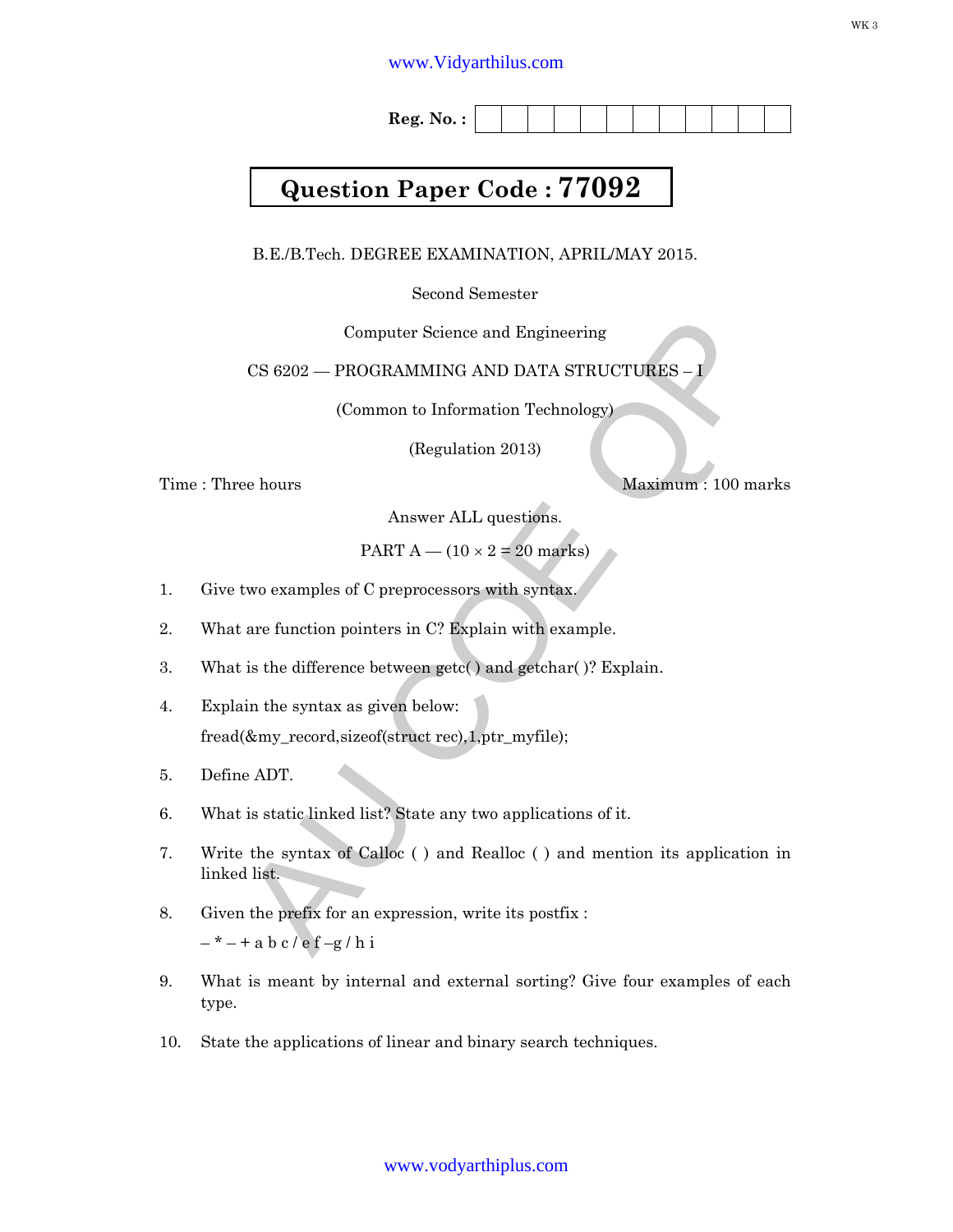Reg. No. :

**Question Paper Code : 77092**

B.E./B.Tech. DEGREE EXAMINATION, APRIL/MAY 2015.

Second Semester

Computer Science and Engineering

CS 6202 — PROGRAMMING AND DATA STRUCTURES – I

(Common to Information Technology)

(Regulation 2013)

Time : Three hours                                                                                Maximum : 100 marks

Answer ALL questions.

PART A — (10 × 2 = 20 marks)

1. Give two examples of C preprocessors with syntax.

2. What are function pointers in C? Explain with example.

3. What is the difference between getc( ) and getchar( )? Explain.

4. Explain the syntax as given below:

   fread(&my_record,sizeof(struct rec),1,ptr_myfile);

5. Define ADT.

6. What is static linked list? State any two applications of it.

7. Write the syntax of Calloc ( ) and Realloc ( ) and mention its application in linked list.

8. Given the prefix for an expression, write its postfix :

   – * – + a b c / e f –g / h i

9. What is meant by internal and external sorting? Give four examples of each type.

10. State the applications of linear and binary search techniques.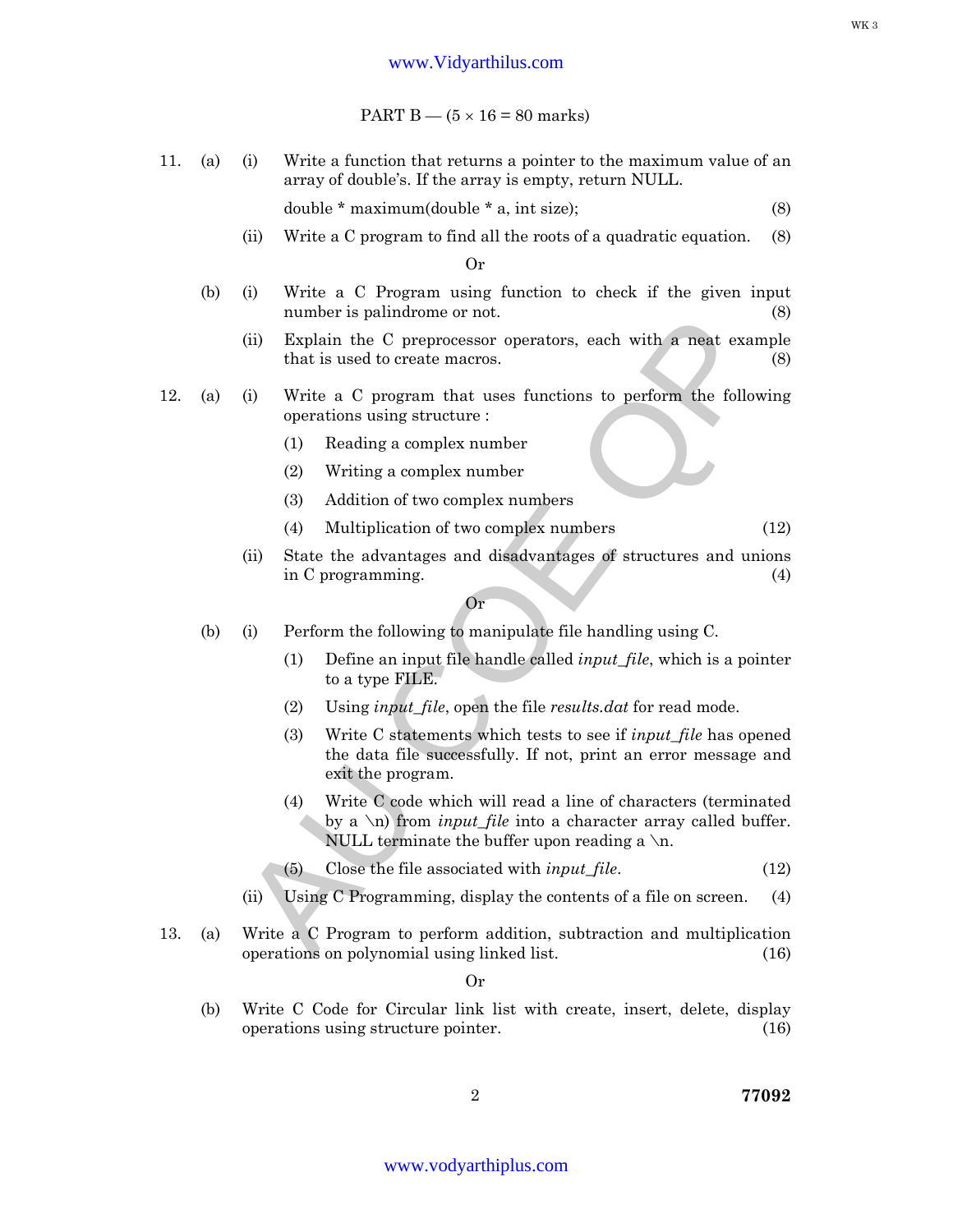PART B — (5 × 16 = 80 marks)

11. (a) (i) Write a function that returns a pointer to the maximum value of an array of double's. If the array is empty, return NULL.

double * maximum(double * a, int size); (8)

(ii) Write a C program to find all the roots of a quadratic equation. (8)

Or

(b) (i) Write a C Program using function to check if the given input number is palindrome or not. (8)

(ii) Explain the C preprocessor operators, each with a neat example that is used to create macros. (8)

12. (a) (i) Write a C program that uses functions to perform the following operations using structure :

(1) Reading a complex number

(2) Writing a complex number

(3) Addition of two complex numbers

(4) Multiplication of two complex numbers (12)

(ii) State the advantages and disadvantages of structures and unions in C programming. (4)

Or

(b) (i) Perform the following to manipulate file handling using C.

(1) Define an input file handle called *input_file*, which is a pointer to a type FILE.

(2) Using *input_file*, open the file *results.dat* for read mode.

(3) Write C statements which tests to see if *input_file* has opened the data file successfully. If not, print an error message and exit the program.

(4) Write C code which will read a line of characters (terminated by a \n) from *input_file* into a character array called buffer. NULL terminate the buffer upon reading a \n.

(5) Close the file associated with *input_file*. (12)

(ii) Using C Programming, display the contents of a file on screen. (4)

13. (a) Write a C Program to perform addition, subtraction and multiplication operations on polynomial using linked list. (16)

Or

(b) Write C Code for Circular link list with create, insert, delete, display operations using structure pointer. (16)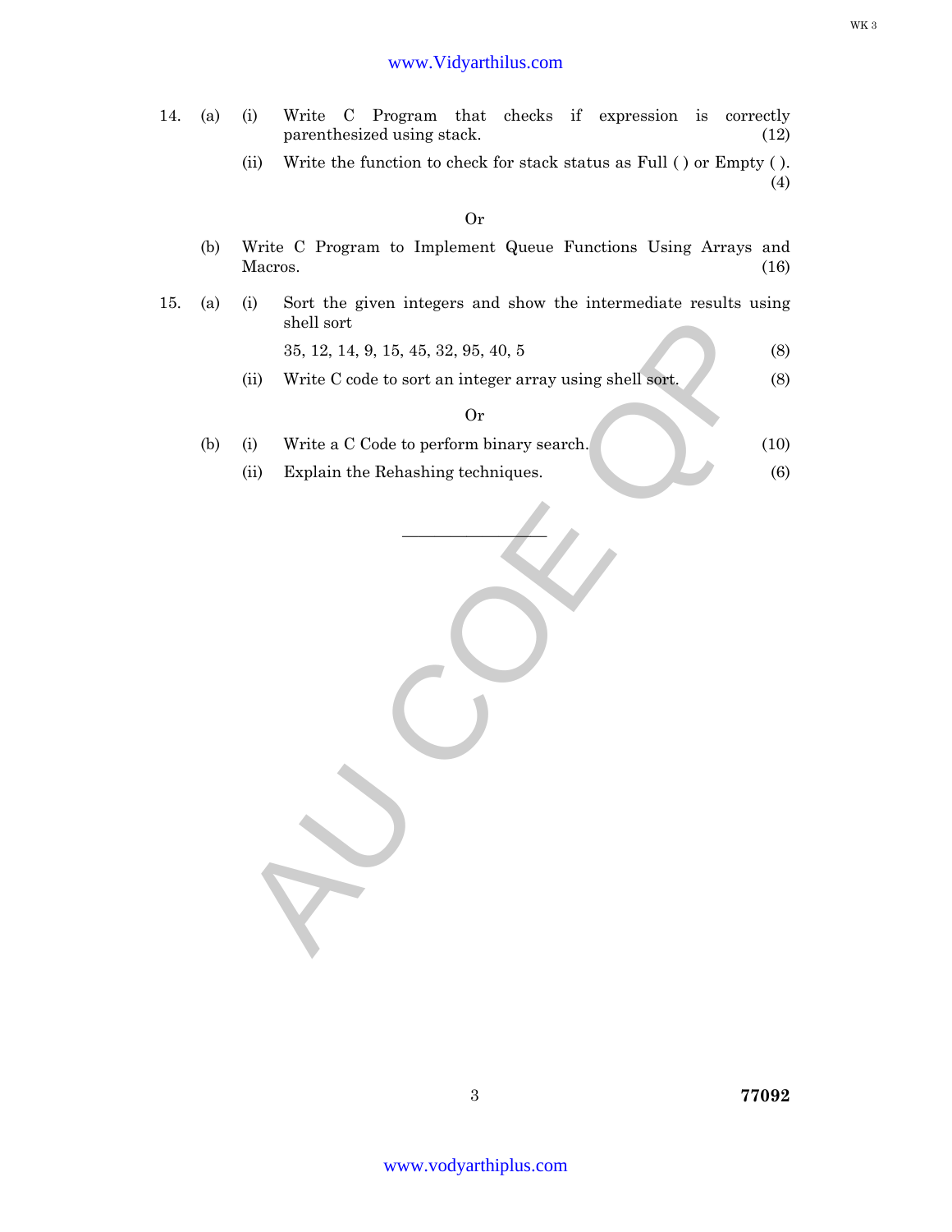14. (a) (i) Write C Program that checks if expression is correctly parenthesized using stack. (12)

(ii) Write the function to check for stack status as Full ( ) or Empty ( ). (4)

Or

(b) Write C Program to Implement Queue Functions Using Arrays and Macros. (16)

15. (a) (i) Sort the given integers and show the intermediate results using shell sort

35, 12, 14, 9, 15, 45, 32, 95, 40, 5 (8)

(ii) Write C code to sort an integer array using shell sort. (8)

Or

(b) (i) Write a C Code to perform binary search. (10)

(ii) Explain the Rehashing techniques. (6)

———————